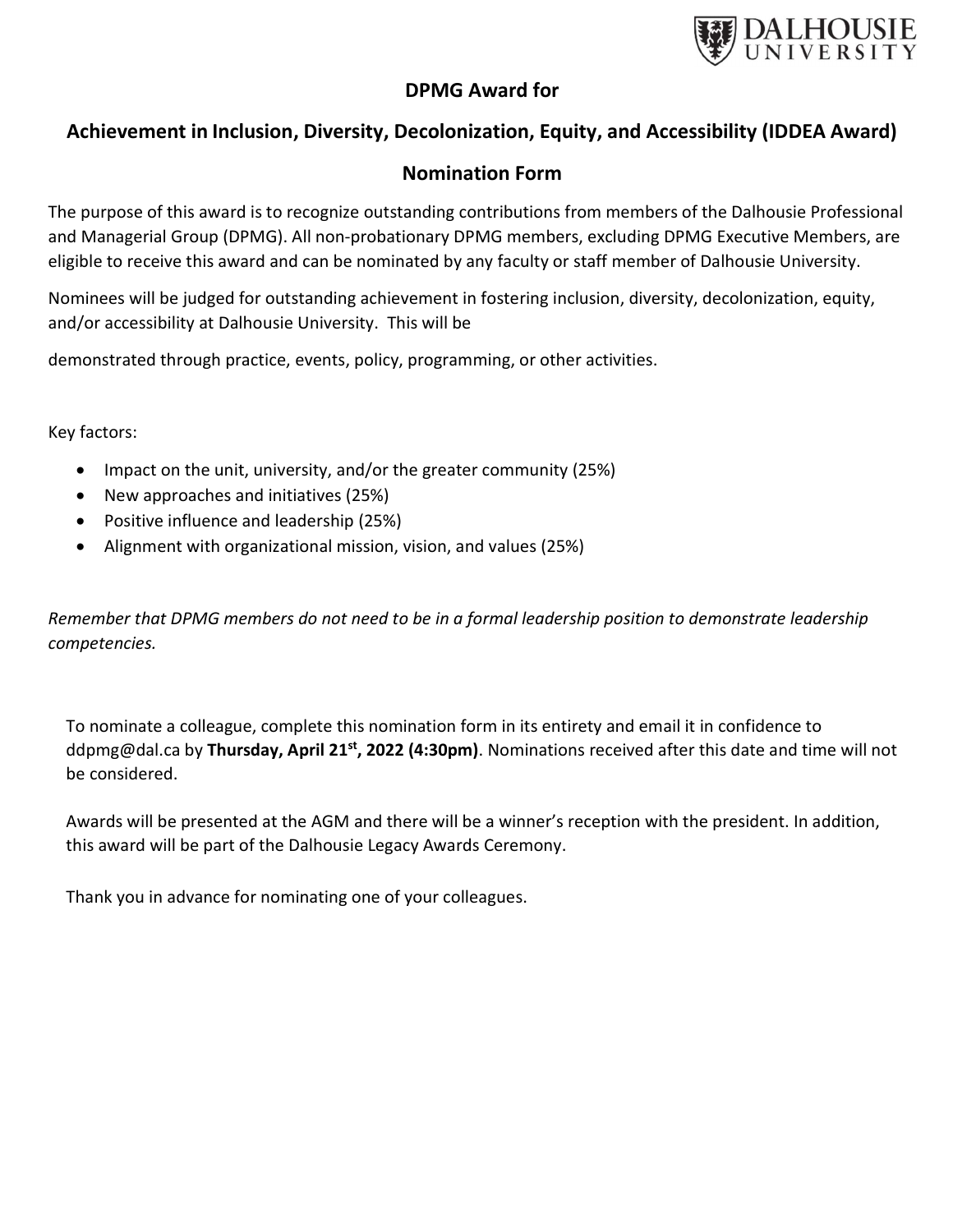**DPMG Award for**

## Achievement in Inclusion, Diversity, Decolonization, Equity, and Accessibility (IDDEA Award)

## Nomination Form

The purpose of this award is to recognize outstanding contributions from members of the Dalhousie Professional and Managerial Group (DPMG). All non-probationary DPMG members, excluding DPMG Executive Members, are eligible to receive this award and can be nominated by any faculty or staff member of Dalhousie University.

Nominees will be judged for outstanding achievement in fostering inclusion, diversity, decolonization, equity, and/or accessibility at Dalhousie University. This will be

demonstrated through practice, events, policy, programming, or other activities.

Key factors:

- Impact on the unit, university, and/or the greater community (25%)
- New approaches and initiatives (25%)
- Positive influence and leadership (25%)
- Alignment with organizational mission, vision, and values (25%)

*Remember that DPMG members do not need to be in a formal leadership position to demonstrate leadership competencies.*

To nominate a colleague, complete this nomination form in its entirety and email it in confidence to ddpmg@dal.ca by **Thursday, April 21st, 2022 (4:30pm)**. Nominations received after this date and time will not be considered.

Awards will be presented at the AGM and there will be a winner's reception with the president. In addition, this award will be part of the Dalhousie Legacy Awards Ceremony.

Thank you in advance for nominating one of your colleagues.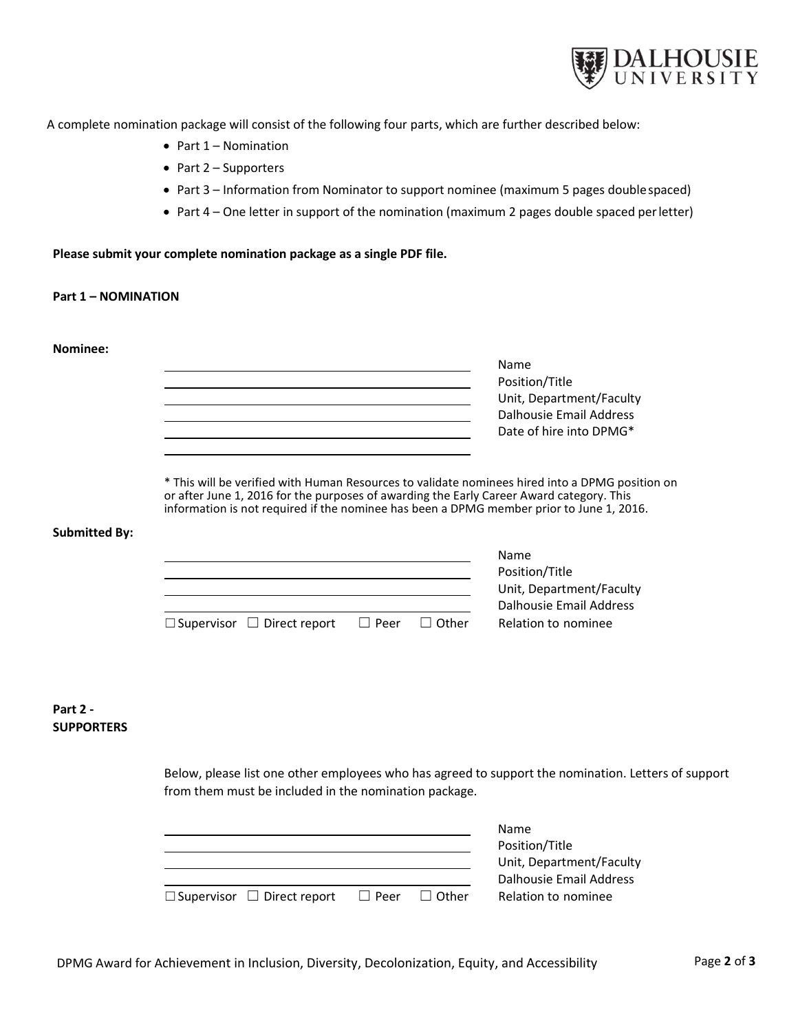A complete nomination package will consist of the following four parts, which are further described below:

- Part 1 – Nomination
- Part 2 – Supporters
- Part 3 – Information from Nominator to support nominee (maximum 5 pages double spaced)
- Part 4 – One letter in support of the nomination (maximum 2 pages double spaced per letter)

**Please submit your complete nomination package as a single PDF file.**

**Part 1 – NOMINATION**

**Nominee:**

| | |
|---|---|
| ______________________________ | Name |
| ______________________________ | Position/Title |
| ______________________________ | Unit, Department/Faculty |
| ______________________________ | Dalhousie Email Address |
| ______________________________ | Date of hire into DPMG* |

\* This will be verified with Human Resources to validate nominees hired into a DPMG position on or after June 1, 2016 for the purposes of awarding the Early Career Award category. This information is not required if the nominee has been a DPMG member prior to June 1, 2016.

**Submitted By:**

| | |
|---|---|
| ______________________________ | Name |
| ______________________________ | Position/Title |
| ______________________________ | Unit, Department/Faculty |
| ______________________________ | Dalhousie Email Address |
| ☐ Supervisor ☐ Direct report ☐ Peer ☐ Other | Relation to nominee |

**Part 2 - SUPPORTERS**

Below, please list one other employees who has agreed to support the nomination. Letters of support from them must be included in the nomination package.

| | |
|---|---|
| ______________________________ | Name |
| ______________________________ | Position/Title |
| ______________________________ | Unit, Department/Faculty |
| ______________________________ | Dalhousie Email Address |
| ☐ Supervisor ☐ Direct report ☐ Peer ☐ Other | Relation to nominee |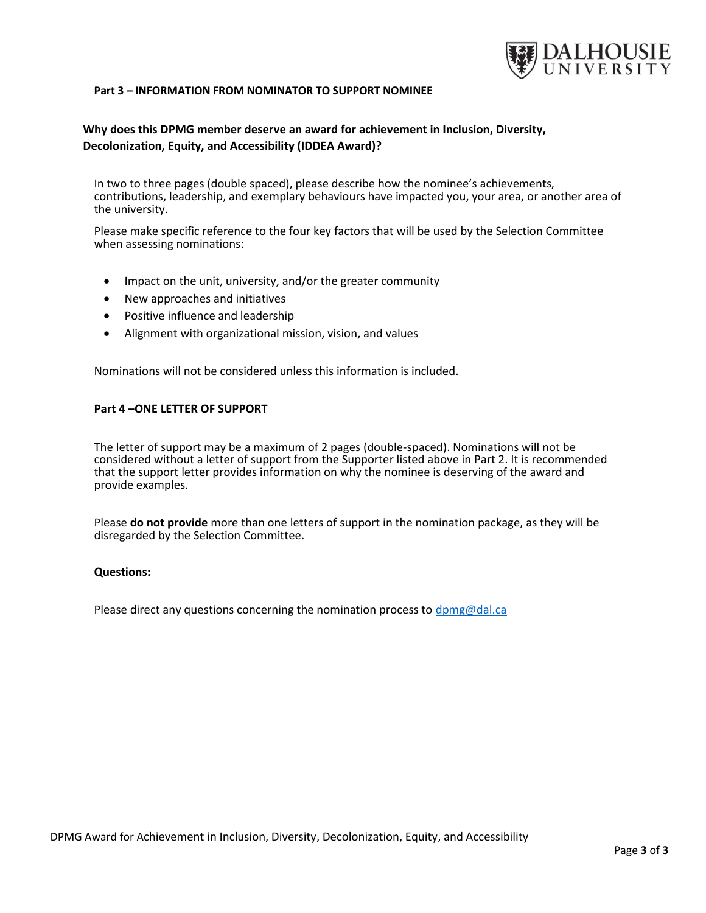**Part 3 – INFORMATION FROM NOMINATOR TO SUPPORT NOMINEE**

**Why does this DPMG member deserve an award for achievement in Inclusion, Diversity, Decolonization, Equity, and Accessibility (IDDEA Award)?**

In two to three pages (double spaced), please describe how the nominee's achievements, contributions, leadership, and exemplary behaviours have impacted you, your area, or another area of the university.

Please make specific reference to the four key factors that will be used by the Selection Committee when assessing nominations:

- Impact on the unit, university, and/or the greater community
- New approaches and initiatives
- Positive influence and leadership
- Alignment with organizational mission, vision, and values

Nominations will not be considered unless this information is included.

**Part 4 –ONE LETTER OF SUPPORT**

The letter of support may be a maximum of 2 pages (double-spaced). Nominations will not be considered without a letter of support from the Supporter listed above in Part 2. It is recommended that the support letter provides information on why the nominee is deserving of the award and provide examples.

Please **do not provide** more than one letters of support in the nomination package, as they will be disregarded by the Selection Committee.

**Questions:**

Please direct any questions concerning the nomination process to dpmg@dal.ca